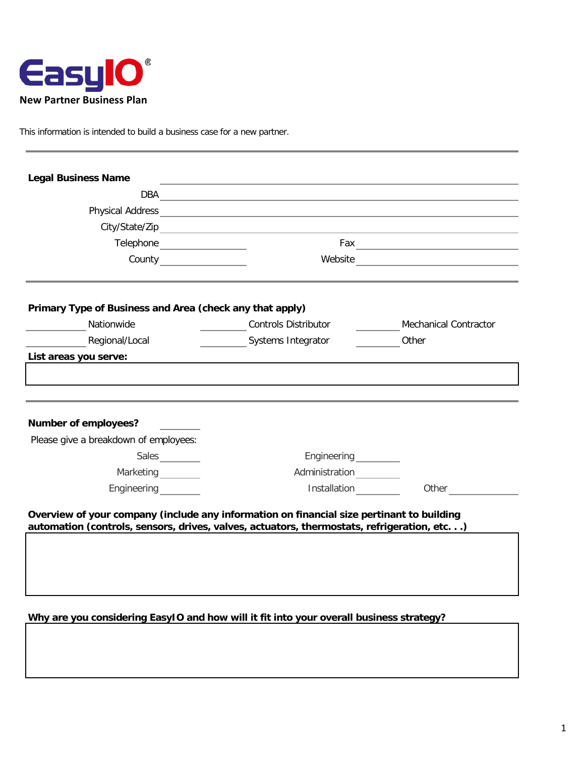# EasyIO®

## New Partner Business Plan

This information is intended to build a business case for a new partner.

---

**Legal Business Name** ______________________________

DBA ______________________________

Physical Address ______________________________

City/State/Zip ______________________________

Telephone ______________ Fax ______________

County ______________ Website ______________

---

**Primary Type of Business and Area (check any that apply)**

| | | |
|---|---|---|
| ______ Nationwide | ______ Controls Distributor | ______ Mechanical Contractor |
| ______ Regional/Local | ______ Systems Integrator | ______ Other |

**List areas you serve:**

---

**Number of employees?** ________

Please give a breakdown of employees:

| | | |
|---|---|---|
| Sales ________ | Engineering ________ | |
| Marketing ________ | Administration ________ | |
| Engineering ________ | Installation ________ | Other ________ |

**Overview of your company (include any information on financial size pertinant to building automation (controls, sensors, drives, valves, actuators, thermostats, refrigeration, etc. . .)**

**Why are you considering EasyIO and how will it fit into your overall business strategy?**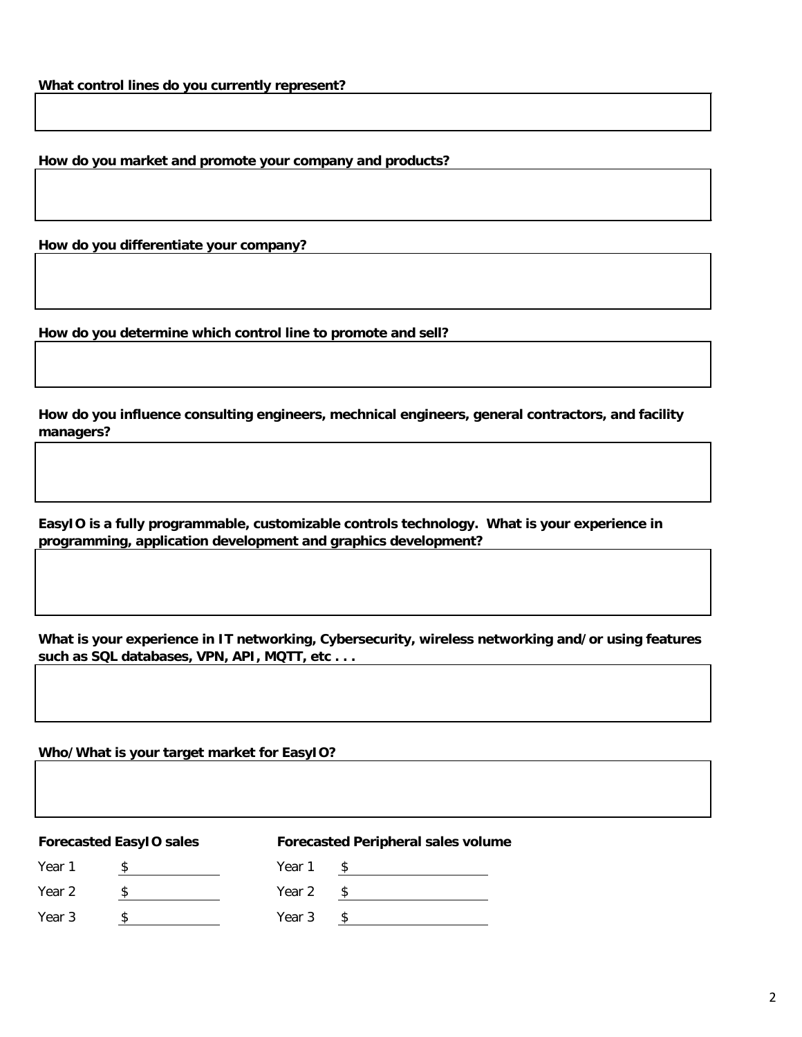**What control lines do you currently represent?**

**How do you market and promote your company and products?**

**How do you differentiate your company?**

**How do you determine which control line to promote and sell?**

**How do you influence consulting engineers, mechnical engineers, general contractors, and facility managers?**

**EasyIO is a fully programmable, customizable controls technology. What is your experience in programming, application development and graphics development?**

**What is your experience in IT networking, Cybersecurity, wireless networking and/or using features such as SQL databases, VPN, API, MQTT, etc . . .**

**Who/What is your target market for EasyIO?**

| **Forecasted EasyIO sales** | | **Forecasted Peripheral sales volume** | |
|---|---|---|---|
| Year 1 | $ | Year 1 | $ |
| Year 2 | $ | Year 2 | $ |
| Year 3 | $ | Year 3 | $ |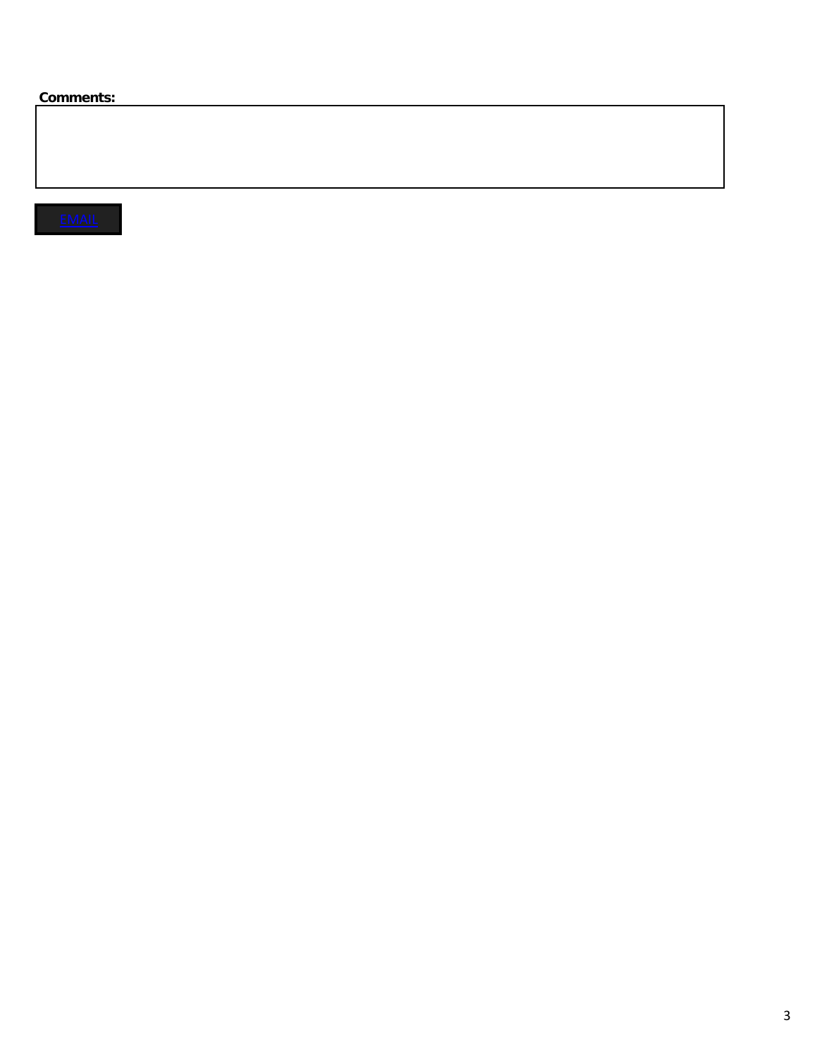**Comments:**

[EMAIL]